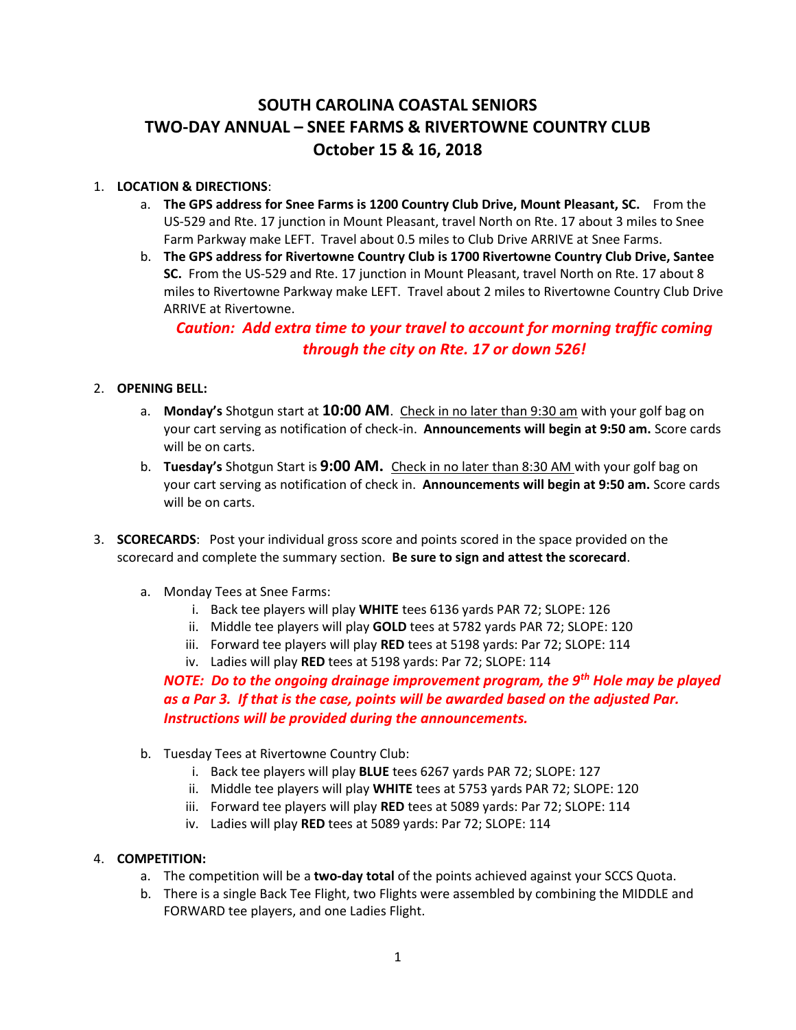# SOUTH CAROLINA COASTAL SENIORS
# TWO-DAY ANNUAL – SNEE FARMS & RIVERTOWNE COUNTRY CLUB
# October 15 & 16, 2018

1. **LOCATION & DIRECTIONS**:
   a. **The GPS address for Snee Farms is 1200 Country Club Drive, Mount Pleasant, SC.** From the US-529 and Rte. 17 junction in Mount Pleasant, travel North on Rte. 17 about 3 miles to Snee Farm Parkway make LEFT. Travel about 0.5 miles to Club Drive ARRIVE at Snee Farms.
   b. **The GPS address for Rivertowne Country Club is 1700 Rivertowne Country Club Drive, Santee SC.** From the US-529 and Rte. 17 junction in Mount Pleasant, travel North on Rte. 17 about 8 miles to Rivertowne Parkway make LEFT. Travel about 2 miles to Rivertowne Country Club Drive ARRIVE at Rivertowne.

   ***Caution: Add extra time to your travel to account for morning traffic coming through the city on Rte. 17 or down 526!***

2. **OPENING BELL:**
   a. **Monday's** Shotgun start at **10:00 AM**. Check in no later than 9:30 am with your golf bag on your cart serving as notification of check-in. **Announcements will begin at 9:50 am.** Score cards will be on carts.
   b. **Tuesday's** Shotgun Start is **9:00 AM.** Check in no later than 8:30 AM with your golf bag on your cart serving as notification of check in. **Announcements will begin at 9:50 am.** Score cards will be on carts.

3. **SCORECARDS**: Post your individual gross score and points scored in the space provided on the scorecard and complete the summary section. **Be sure to sign and attest the scorecard**.

   a. Monday Tees at Snee Farms:
      i. Back tee players will play **WHITE** tees 6136 yards PAR 72; SLOPE: 126
      ii. Middle tee players will play **GOLD** tees at 5782 yards PAR 72; SLOPE: 120
      iii. Forward tee players will play **RED** tees at 5198 yards: Par 72; SLOPE: 114
      iv. Ladies will play **RED** tees at 5198 yards: Par 72; SLOPE: 114

   ***NOTE: Do to the ongoing drainage improvement program, the 9th Hole may be played as a Par 3. If that is the case, points will be awarded based on the adjusted Par. Instructions will be provided during the announcements.***

   b. Tuesday Tees at Rivertowne Country Club:
      i. Back tee players will play **BLUE** tees 6267 yards PAR 72; SLOPE: 127
      ii. Middle tee players will play **WHITE** tees at 5753 yards PAR 72; SLOPE: 120
      iii. Forward tee players will play **RED** tees at 5089 yards: Par 72; SLOPE: 114
      iv. Ladies will play **RED** tees at 5089 yards: Par 72; SLOPE: 114

4. **COMPETITION:**
   a. The competition will be a **two-day total** of the points achieved against your SCCS Quota.
   b. There is a single Back Tee Flight, two Flights were assembled by combining the MIDDLE and FORWARD tee players, and one Ladies Flight.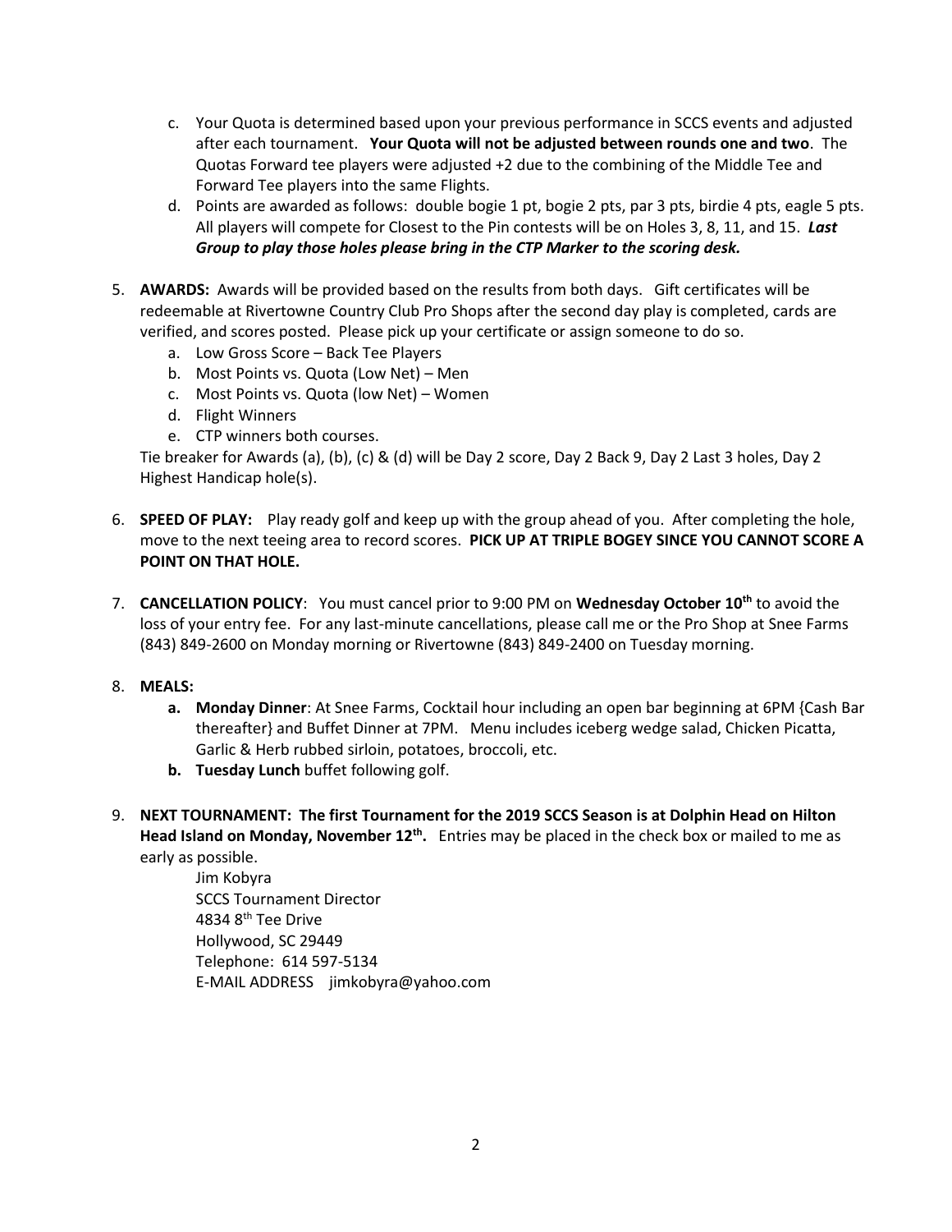c. Your Quota is determined based upon your previous performance in SCCS events and adjusted after each tournament. **Your Quota will not be adjusted between rounds one and two**. The Quotas Forward tee players were adjusted +2 due to the combining of the Middle Tee and Forward Tee players into the same Flights.

d. Points are awarded as follows: double bogie 1 pt, bogie 2 pts, par 3 pts, birdie 4 pts, eagle 5 pts. All players will compete for Closest to the Pin contests will be on Holes 3, 8, 11, and 15. ***Last Group to play those holes please bring in the CTP Marker to the scoring desk.***

5. **AWARDS:** Awards will be provided based on the results from both days. Gift certificates will be redeemable at Rivertowne Country Club Pro Shops after the second day play is completed, cards are verified, and scores posted. Please pick up your certificate or assign someone to do so.
   a. Low Gross Score – Back Tee Players
   b. Most Points vs. Quota (Low Net) – Men
   c. Most Points vs. Quota (low Net) – Women
   d. Flight Winners
   e. CTP winners both courses.

   Tie breaker for Awards (a), (b), (c) & (d) will be Day 2 score, Day 2 Back 9, Day 2 Last 3 holes, Day 2 Highest Handicap hole(s).

6. **SPEED OF PLAY:** Play ready golf and keep up with the group ahead of you. After completing the hole, move to the next teeing area to record scores. **PICK UP AT TRIPLE BOGEY SINCE YOU CANNOT SCORE A POINT ON THAT HOLE.**

7. **CANCELLATION POLICY**: You must cancel prior to 9:00 PM on **Wednesday October 10th** to avoid the loss of your entry fee. For any last-minute cancellations, please call me or the Pro Shop at Snee Farms (843) 849-2600 on Monday morning or Rivertowne (843) 849-2400 on Tuesday morning.

8. **MEALS:**
   a. **Monday Dinner**: At Snee Farms, Cocktail hour including an open bar beginning at 6PM {Cash Bar thereafter} and Buffet Dinner at 7PM. Menu includes iceberg wedge salad, Chicken Picatta, Garlic & Herb rubbed sirloin, potatoes, broccoli, etc.
   b. **Tuesday Lunch** buffet following golf.

9. **NEXT TOURNAMENT: The first Tournament for the 2019 SCCS Season is at Dolphin Head on Hilton Head Island on Monday, November 12th.** Entries may be placed in the check box or mailed to me as early as possible.

   Jim Kobyra
   SCCS Tournament Director
   4834 8th Tee Drive
   Hollywood, SC 29449
   Telephone: 614 597-5134
   E-MAIL ADDRESS jimkobyra@yahoo.com